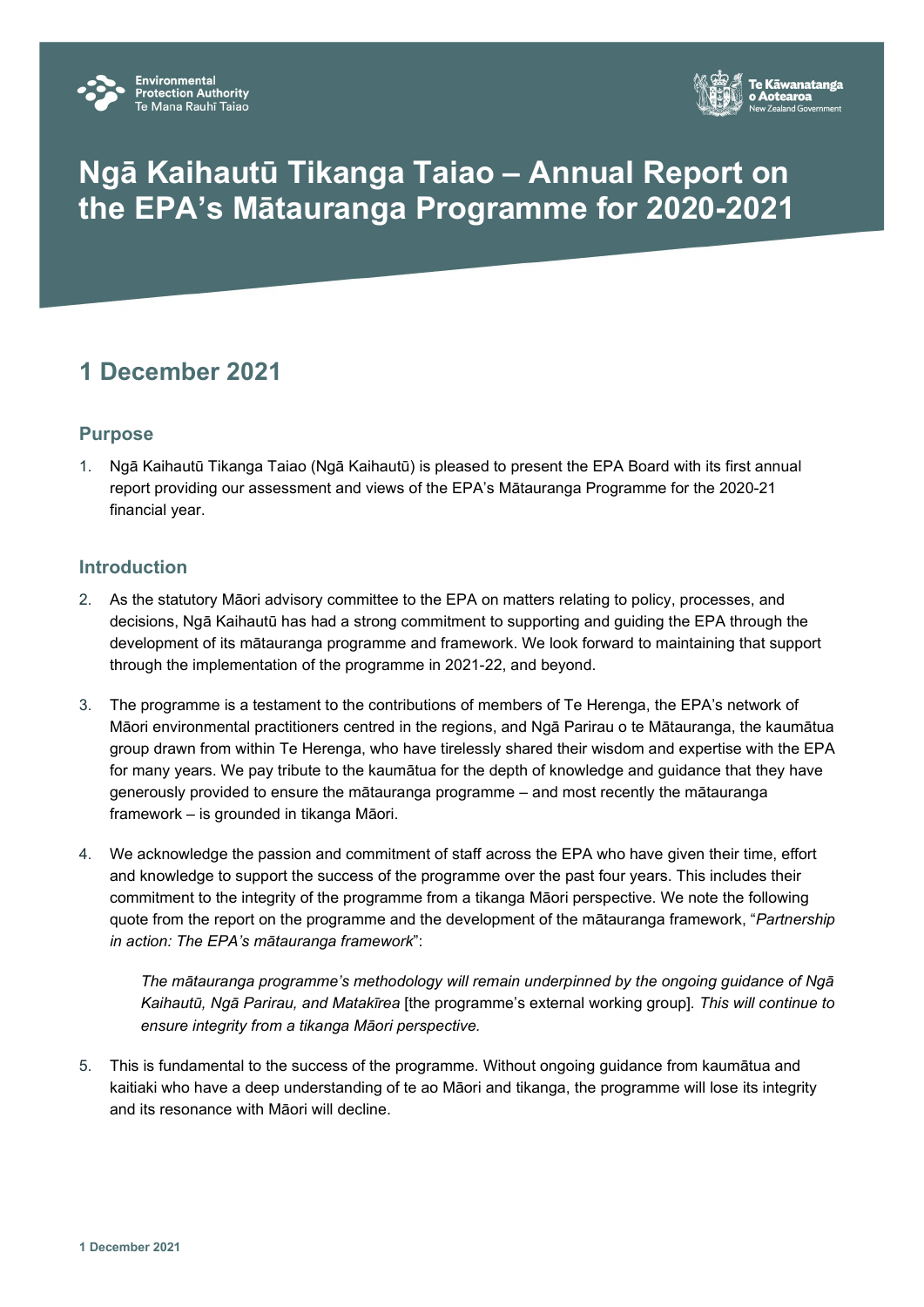# Ngā Kaihautū Tikanga Taiao – Annual Report on the EPA's Mātauranga Programme for 2020-2021

## 1 December 2021

### Purpose

1. Ngā Kaihautū Tikanga Taiao (Ngā Kaihautū) is pleased to present the EPA Board with its first annual report providing our assessment and views of the EPA's Mātauranga Programme for the 2020-21 financial year.

### Introduction

2. As the statutory Māori advisory committee to the EPA on matters relating to policy, processes, and decisions, Ngā Kaihautū has had a strong commitment to supporting and guiding the EPA through the development of its mātauranga programme and framework. We look forward to maintaining that support through the implementation of the programme in 2021-22, and beyond.

3. The programme is a testament to the contributions of members of Te Herenga, the EPA's network of Māori environmental practitioners centred in the regions, and Ngā Parirau o te Mātauranga, the kaumātua group drawn from within Te Herenga, who have tirelessly shared their wisdom and expertise with the EPA for many years. We pay tribute to the kaumātua for the depth of knowledge and guidance that they have generously provided to ensure the mātauranga programme – and most recently the mātauranga framework – is grounded in tikanga Māori.

4. We acknowledge the passion and commitment of staff across the EPA who have given their time, effort and knowledge to support the success of the programme over the past four years. This includes their commitment to the integrity of the programme from a tikanga Māori perspective. We note the following quote from the report on the programme and the development of the mātauranga framework, "*Partnership in action: The EPA's mātauranga framework*":

   > *The mātauranga programme's methodology will remain underpinned by the ongoing guidance of Ngā Kaihautū, Ngā Parirau, and Matakīrea* [the programme's external working group]. *This will continue to ensure integrity from a tikanga Māori perspective.*

5. This is fundamental to the success of the programme. Without ongoing guidance from kaumātua and kaitiaki who have a deep understanding of te ao Māori and tikanga, the programme will lose its integrity and its resonance with Māori will decline.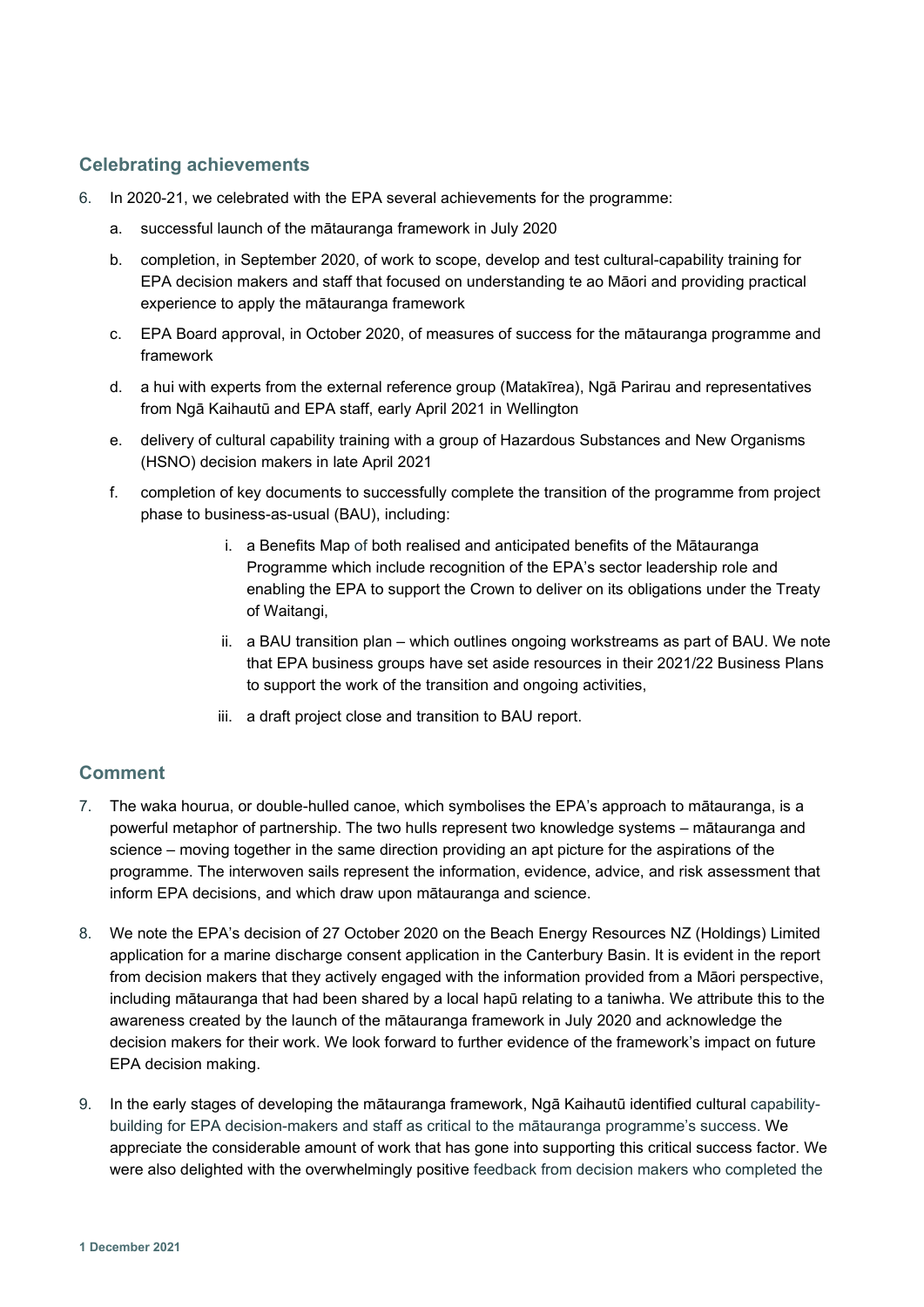## Celebrating achievements

6. In 2020-21, we celebrated with the EPA several achievements for the programme:
   a. successful launch of the mātauranga framework in July 2020
   b. completion, in September 2020, of work to scope, develop and test cultural-capability training for EPA decision makers and staff that focused on understanding te ao Māori and providing practical experience to apply the mātauranga framework
   c. EPA Board approval, in October 2020, of measures of success for the mātauranga programme and framework
   d. a hui with experts from the external reference group (Matakīrea), Ngā Parirau and representatives from Ngā Kaihautū and EPA staff, early April 2021 in Wellington
   e. delivery of cultural capability training with a group of Hazardous Substances and New Organisms (HSNO) decision makers in late April 2021
   f. completion of key documents to successfully complete the transition of the programme from project phase to business-as-usual (BAU), including:
      i. a Benefits Map of both realised and anticipated benefits of the Mātauranga Programme which include recognition of the EPA's sector leadership role and enabling the EPA to support the Crown to deliver on its obligations under the Treaty of Waitangi,
      ii. a BAU transition plan – which outlines ongoing workstreams as part of BAU. We note that EPA business groups have set aside resources in their 2021/22 Business Plans to support the work of the transition and ongoing activities,
      iii. a draft project close and transition to BAU report.

## Comment

7. The waka hourua, or double-hulled canoe, which symbolises the EPA's approach to mātauranga, is a powerful metaphor of partnership. The two hulls represent two knowledge systems – mātauranga and science – moving together in the same direction providing an apt picture for the aspirations of the programme. The interwoven sails represent the information, evidence, advice, and risk assessment that inform EPA decisions, and which draw upon mātauranga and science.

8. We note the EPA's decision of 27 October 2020 on the Beach Energy Resources NZ (Holdings) Limited application for a marine discharge consent application in the Canterbury Basin. It is evident in the report from decision makers that they actively engaged with the information provided from a Māori perspective, including mātauranga that had been shared by a local hapū relating to a taniwha. We attribute this to the awareness created by the launch of the mātauranga framework in July 2020 and acknowledge the decision makers for their work. We look forward to further evidence of the framework's impact on future EPA decision making.

9. In the early stages of developing the mātauranga framework, Ngā Kaihautū identified cultural capability-building for EPA decision-makers and staff as critical to the mātauranga programme's success. We appreciate the considerable amount of work that has gone into supporting this critical success factor. We were also delighted with the overwhelmingly positive feedback from decision makers who completed the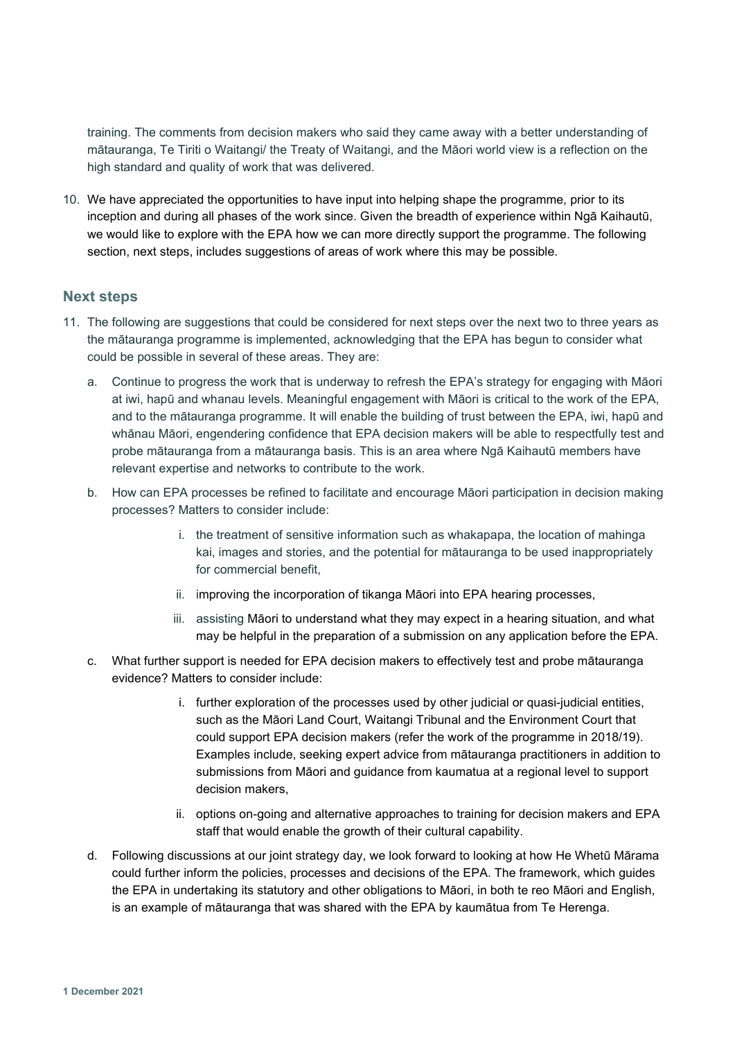training. The comments from decision makers who said they came away with a better understanding of mātauranga, Te Tiriti o Waitangi/ the Treaty of Waitangi, and the Māori world view is a reflection on the high standard and quality of work that was delivered.

10. We have appreciated the opportunities to have input into helping shape the programme, prior to its inception and during all phases of the work since. Given the breadth of experience within Ngā Kaihautū, we would like to explore with the EPA how we can more directly support the programme. The following section, next steps, includes suggestions of areas of work where this may be possible.

## Next steps

11. The following are suggestions that could be considered for next steps over the next two to three years as the mātauranga programme is implemented, acknowledging that the EPA has begun to consider what could be possible in several of these areas. They are:

    a. Continue to progress the work that is underway to refresh the EPA's strategy for engaging with Māori at iwi, hapū and whanau levels. Meaningful engagement with Māori is critical to the work of the EPA, and to the mātauranga programme. It will enable the building of trust between the EPA, iwi, hapū and whānau Māori, engendering confidence that EPA decision makers will be able to respectfully test and probe mātauranga from a mātauranga basis. This is an area where Ngā Kaihautū members have relevant expertise and networks to contribute to the work.

    b. How can EPA processes be refined to facilitate and encourage Māori participation in decision making processes? Matters to consider include:

        i. the treatment of sensitive information such as whakapapa, the location of mahinga kai, images and stories, and the potential for mātauranga to be used inappropriately for commercial benefit,

        ii. improving the incorporation of tikanga Māori into EPA hearing processes,

        iii. assisting Māori to understand what they may expect in a hearing situation, and what may be helpful in the preparation of a submission on any application before the EPA.

    c. What further support is needed for EPA decision makers to effectively test and probe mātauranga evidence? Matters to consider include:

        i. further exploration of the processes used by other judicial or quasi-judicial entities, such as the Māori Land Court, Waitangi Tribunal and the Environment Court that could support EPA decision makers (refer the work of the programme in 2018/19). Examples include, seeking expert advice from mātauranga practitioners in addition to submissions from Māori and guidance from kaumatua at a regional level to support decision makers,

        ii. options on-going and alternative approaches to training for decision makers and EPA staff that would enable the growth of their cultural capability.

    d. Following discussions at our joint strategy day, we look forward to looking at how He Whetū Mārama could further inform the policies, processes and decisions of the EPA. The framework, which guides the EPA in undertaking its statutory and other obligations to Māori, in both te reo Māori and English, is an example of mātauranga that was shared with the EPA by kaumātua from Te Herenga.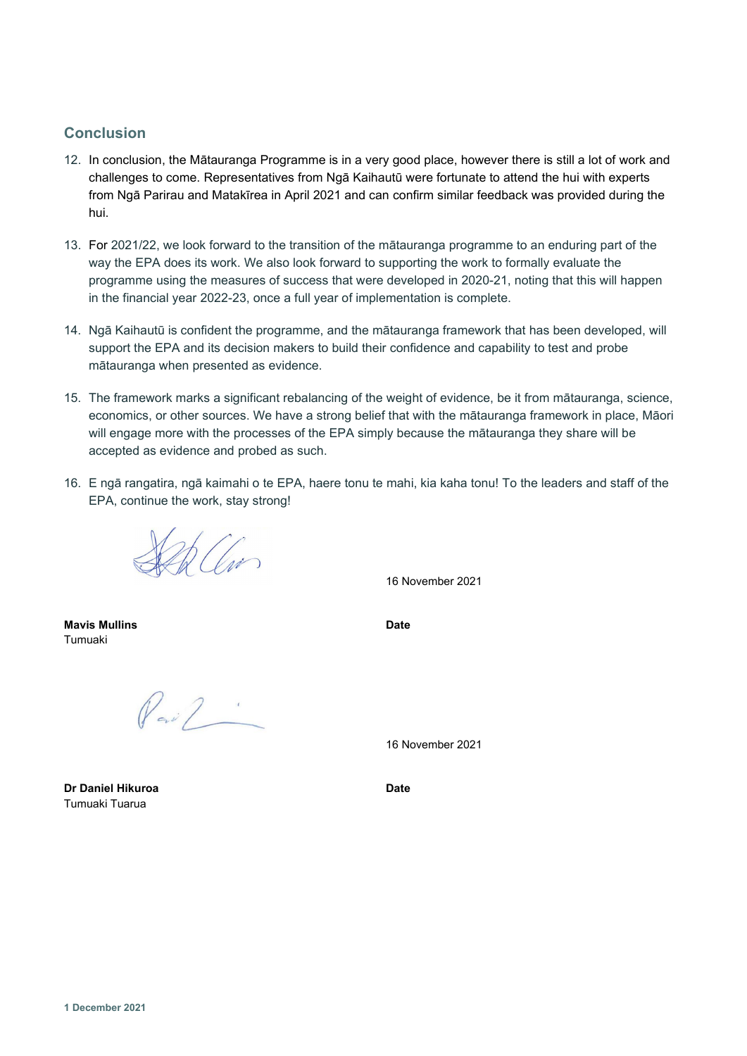## Conclusion

12. In conclusion, the Mātauranga Programme is in a very good place, however there is still a lot of work and challenges to come. Representatives from Ngā Kaihautū were fortunate to attend the hui with experts from Ngā Parirau and Matakīrea in April 2021 and can confirm similar feedback was provided during the hui.

13. For 2021/22, we look forward to the transition of the mātauranga programme to an enduring part of the way the EPA does its work. We also look forward to supporting the work to formally evaluate the programme using the measures of success that were developed in 2020-21, noting that this will happen in the financial year 2022-23, once a full year of implementation is complete.

14. Ngā Kaihautū is confident the programme, and the mātauranga framework that has been developed, will support the EPA and its decision makers to build their confidence and capability to test and probe mātauranga when presented as evidence.

15. The framework marks a significant rebalancing of the weight of evidence, be it from mātauranga, science, economics, or other sources. We have a strong belief that with the mātauranga framework in place, Māori will engage more with the processes of the EPA simply because the mātauranga they share will be accepted as evidence and probed as such.

16. E ngā rangatira, ngā kaimahi o te EPA, haere tonu te mahi, kia kaha tonu! To the leaders and staff of the EPA, continue the work, stay strong!

16 November 2021

**Mavis Mullins**
Tumuaki

**Date**

16 November 2021

**Dr Daniel Hikuroa**
Tumuaki Tuarua

**Date**